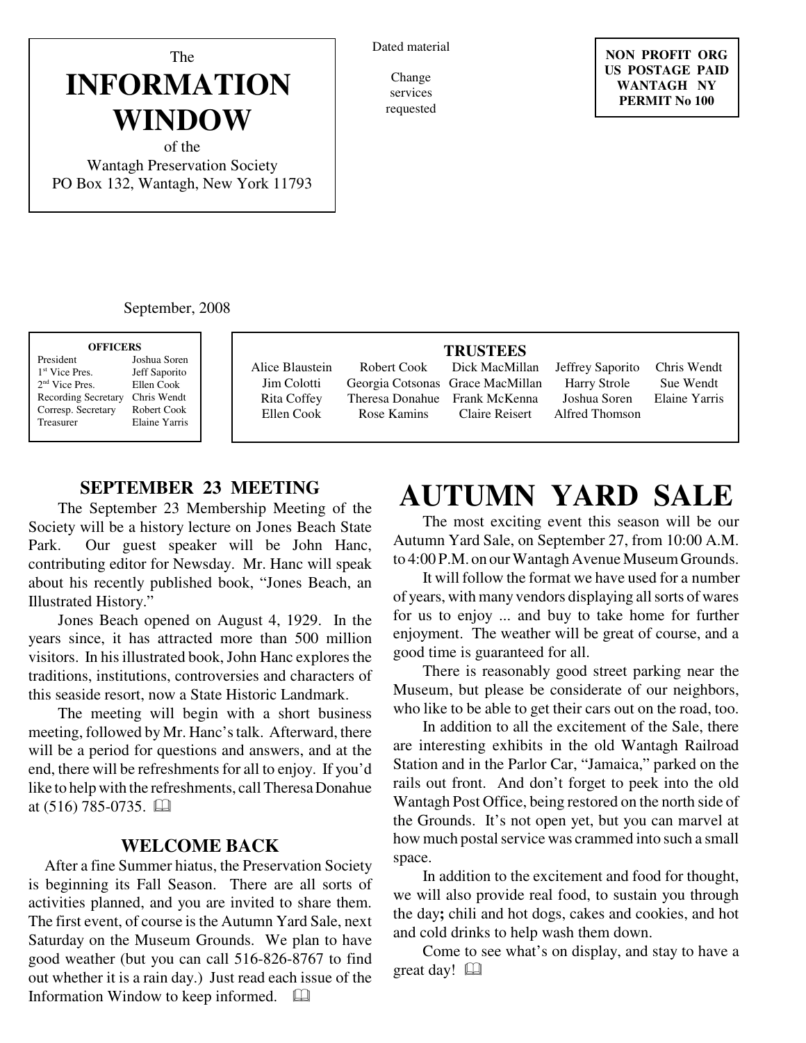The

# INFORMATION WINDOW

of the
Wantagh Preservation Society
PO Box 132, Wantagh, New York 11793

Dated material

Change services requested

**NON PROFIT ORG**
**US POSTAGE PAID**
**WANTAGH NY**
**PERMIT No 100**

September, 2008

**OFFICERS**

| | |
|---|---|
| President | Joshua Soren |
| 1st Vice Pres. | Jeff Saporito |
| 2nd Vice Pres. | Ellen Cook |
| Recording Secretary | Chris Wendt |
| Corresp. Secretary | Robert Cook |
| Treasurer | Elaine Yarris |

**TRUSTEES**

| | | | | |
|---|---|---|---|---|
| Alice Blaustein | Robert Cook | Dick MacMillan | Jeffrey Saporito | Chris Wendt |
| Jim Colotti | Georgia Cotsonas | Grace MacMillan | Harry Strole | Sue Wendt |
| Rita Coffey | Theresa Donahue | Frank McKenna | Joshua Soren | Elaine Yarris |
| Ellen Cook | Rose Kamins | Claire Reisert | Alfred Thomson | |

## SEPTEMBER 23 MEETING

The September 23 Membership Meeting of the Society will be a history lecture on Jones Beach State Park. Our guest speaker will be John Hanc, contributing editor for Newsday. Mr. Hanc will speak about his recently published book, "Jones Beach, an Illustrated History."

Jones Beach opened on August 4, 1929. In the years since, it has attracted more than 500 million visitors. In his illustrated book, John Hanc explores the traditions, institutions, controversies and characters of this seaside resort, now a State Historic Landmark.

The meeting will begin with a short business meeting, followed by Mr. Hanc's talk. Afterward, there will be a period for questions and answers, and at the end, there will be refreshments for all to enjoy. If you'd like to help with the refreshments, call Theresa Donahue at (516) 785-0735. 🕮

## WELCOME BACK

After a fine Summer hiatus, the Preservation Society is beginning its Fall Season. There are all sorts of activities planned, and you are invited to share them. The first event, of course is the Autumn Yard Sale, next Saturday on the Museum Grounds. We plan to have good weather (but you can call 516-826-8767 to find out whether it is a rain day.) Just read each issue of the Information Window to keep informed. 🕮

# AUTUMN YARD SALE

The most exciting event this season will be our Autumn Yard Sale, on September 27, from 10:00 A.M. to 4:00 P.M. on our Wantagh Avenue Museum Grounds.

It will follow the format we have used for a number of years, with many vendors displaying all sorts of wares for us to enjoy ... and buy to take home for further enjoyment. The weather will be great of course, and a good time is guaranteed for all.

There is reasonably good street parking near the Museum, but please be considerate of our neighbors, who like to be able to get their cars out on the road, too.

In addition to all the excitement of the Sale, there are interesting exhibits in the old Wantagh Railroad Station and in the Parlor Car, "Jamaica," parked on the rails out front. And don't forget to peek into the old Wantagh Post Office, being restored on the north side of the Grounds. It's not open yet, but you can marvel at how much postal service was crammed into such a small space.

In addition to the excitement and food for thought, we will also provide real food, to sustain you through the day**;** chili and hot dogs, cakes and cookies, and hot and cold drinks to help wash them down.

Come to see what's on display, and stay to have a great day! 🕮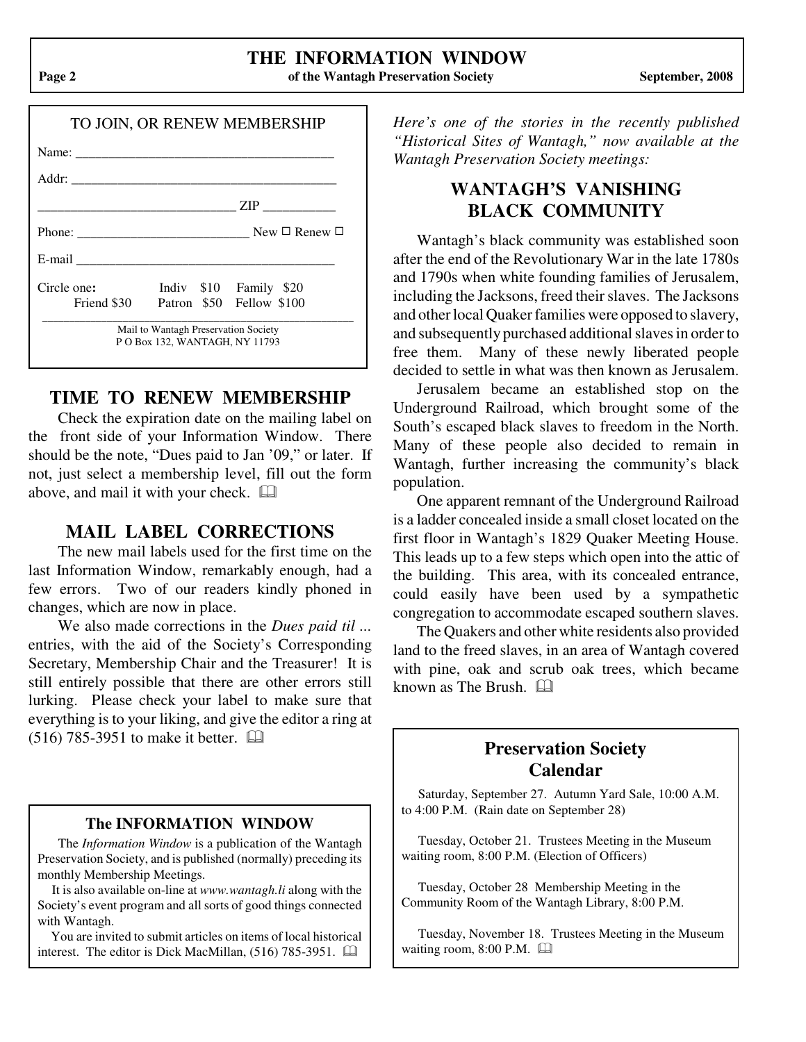TO JOIN, OR RENEW MEMBERSHIP

Name: ______________________________________

Addr: ______________________________________

____________________________ ZIP __________

Phone: _________________________ New ☐ Renew ☐

E-mail ______________________________________

Circle one: Indiv $10 Family $20
Friend $30 Patron $50 Fellow $100

Mail to Wantagh Preservation Society
P O Box 132, WANTAGH, NY 11793

## TIME TO RENEW MEMBERSHIP

Check the expiration date on the mailing label on the front side of your Information Window. There should be the note, "Dues paid to Jan '09," or later. If not, just select a membership level, fill out the form above, and mail it with your check. 🕮

## MAIL LABEL CORRECTIONS

The new mail labels used for the first time on the last Information Window, remarkably enough, had a few errors. Two of our readers kindly phoned in changes, which are now in place.

We also made corrections in the *Dues paid til ...* entries, with the aid of the Society's Corresponding Secretary, Membership Chair and the Treasurer! It is still entirely possible that there are other errors still lurking. Please check your label to make sure that everything is to your liking, and give the editor a ring at (516) 785-3951 to make it better. 🕮

### The INFORMATION WINDOW

The *Information Window* is a publication of the Wantagh Preservation Society, and is published (normally) preceding its monthly Membership Meetings.

It is also available on-line at *www.wantagh.li* along with the Society's event program and all sorts of good things connected with Wantagh.

You are invited to submit articles on items of local historical interest. The editor is Dick MacMillan, (516) 785-3951. 🕮

*Here's one of the stories in the recently published "Historical Sites of Wantagh," now available at the Wantagh Preservation Society meetings:*

## WANTAGH'S VANISHING BLACK COMMUNITY

Wantagh's black community was established soon after the end of the Revolutionary War in the late 1780s and 1790s when white founding families of Jerusalem, including the Jacksons, freed their slaves. The Jacksons and other local Quaker families were opposed to slavery, and subsequently purchased additional slaves in order to free them. Many of these newly liberated people decided to settle in what was then known as Jerusalem.

Jerusalem became an established stop on the Underground Railroad, which brought some of the South's escaped black slaves to freedom in the North. Many of these people also decided to remain in Wantagh, further increasing the community's black population.

One apparent remnant of the Underground Railroad is a ladder concealed inside a small closet located on the first floor in Wantagh's 1829 Quaker Meeting House. This leads up to a few steps which open into the attic of the building. This area, with its concealed entrance, could easily have been used by a sympathetic congregation to accommodate escaped southern slaves.

The Quakers and other white residents also provided land to the freed slaves, in an area of Wantagh covered with pine, oak and scrub oak trees, which became known as The Brush. 🕮

## Preservation Society Calendar

Saturday, September 27. Autumn Yard Sale, 10:00 A.M. to 4:00 P.M. (Rain date on September 28)

Tuesday, October 21. Trustees Meeting in the Museum waiting room, 8:00 P.M. (Election of Officers)

Tuesday, October 28 Membership Meeting in the Community Room of the Wantagh Library, 8:00 P.M.

Tuesday, November 18. Trustees Meeting in the Museum waiting room, 8:00 P.M. 🕮